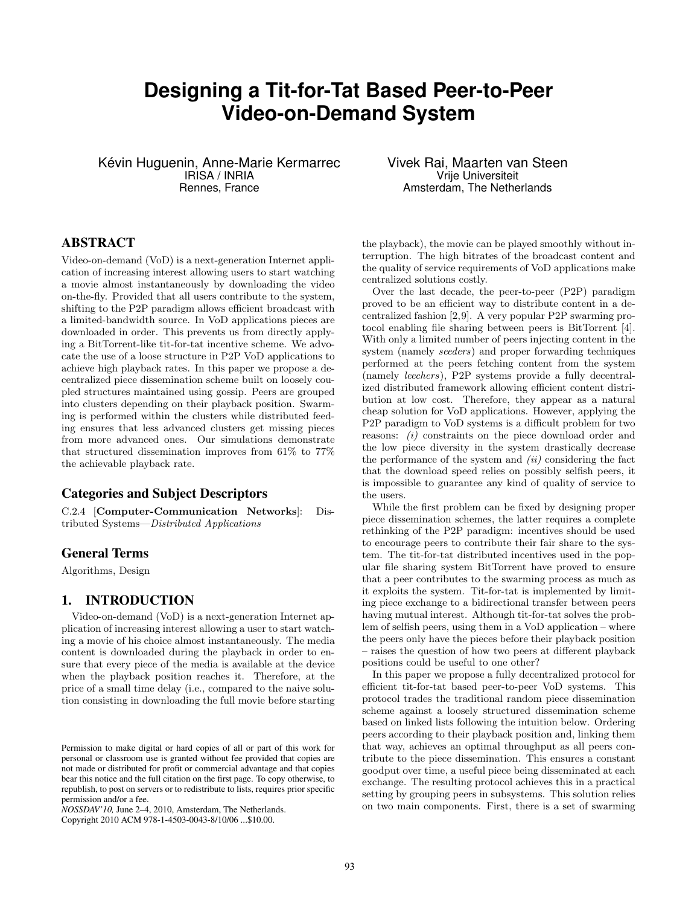# Designing a Tit-for-Tat Based Peer-to-Peer Video-on-Demand System

Kévin Huguenin, Anne-Marie Kermarrec
IRISA / INRIA
Rennes, France

Vivek Rai, Maarten van Steen
Vrije Universiteit
Amsterdam, The Netherlands

## ABSTRACT

Video-on-demand (VoD) is a next-generation Internet application of increasing interest allowing users to start watching a movie almost instantaneously by downloading the video on-the-fly. Provided that all users contribute to the system, shifting to the P2P paradigm allows efficient broadcast with a limited-bandwidth source. In VoD applications pieces are downloaded in order. This prevents us from directly applying a BitTorrent-like tit-for-tat incentive scheme. We advocate the use of a loose structure in P2P VoD applications to achieve high playback rates. In this paper we propose a decentralized piece dissemination scheme built on loosely coupled structures maintained using gossip. Peers are grouped into clusters depending on their playback position. Swarming is performed within the clusters while distributed feeding ensures that less advanced clusters get missing pieces from more advanced ones. Our simulations demonstrate that structured dissemination improves from 61% to 77% the achievable playback rate.

### Categories and Subject Descriptors

C.2.4 [**Computer-Communication Networks**]: Distributed Systems—*Distributed Applications*

### General Terms

Algorithms, Design

## 1. INTRODUCTION

Video-on-demand (VoD) is a next-generation Internet application of increasing interest allowing a user to start watching a movie of his choice almost instantaneously. The media content is downloaded during the playback in order to ensure that every piece of the media is available at the device when the playback position reaches it. Therefore, at the price of a small time delay (i.e., compared to the naive solution consisting in downloading the full movie before starting the playback), the movie can be played smoothly without interruption. The high bitrates of the broadcast content and the quality of service requirements of VoD applications make centralized solutions costly.

Over the last decade, the peer-to-peer (P2P) paradigm proved to be an efficient way to distribute content in a decentralized fashion [2,9]. A very popular P2P swarming protocol enabling file sharing between peers is BitTorrent [4]. With only a limited number of peers injecting content in the system (namely *seeders*) and proper forwarding techniques performed at the peers fetching content from the system (namely *leechers*), P2P systems provide a fully decentralized distributed framework allowing efficient content distribution at low cost. Therefore, they appear as a natural cheap solution for VoD applications. However, applying the P2P paradigm to VoD systems is a difficult problem for two reasons: *(i)* constraints on the piece download order and the low piece diversity in the system drastically decrease the performance of the system and *(ii)* considering the fact that the download speed relies on possibly selfish peers, it is impossible to guarantee any kind of quality of service to the users.

While the first problem can be fixed by designing proper piece dissemination schemes, the latter requires a complete rethinking of the P2P paradigm: incentives should be used to encourage peers to contribute their fair share to the system. The tit-for-tat distributed incentives used in the popular file sharing system BitTorrent have proved to ensure that a peer contributes to the swarming process as much as it exploits the system. Tit-for-tat is implemented by limiting piece exchange to a bidirectional transfer between peers having mutual interest. Although tit-for-tat solves the problem of selfish peers, using them in a VoD application – where the peers only have the pieces before their playback position – raises the question of how two peers at different playback positions could be useful to one other?

In this paper we propose a fully decentralized protocol for efficient tit-for-tat based peer-to-peer VoD systems. This protocol trades the traditional random piece dissemination scheme against a loosely structured dissemination scheme based on linked lists following the intuition below. Ordering peers according to their playback position and, linking them that way, achieves an optimal throughput as all peers contribute to the piece dissemination. This ensures a constant goodput over time, a useful piece being disseminated at each exchange. The resulting protocol achieves this in a practical setting by grouping peers in subsystems. This solution relies on two main components. First, there is a set of swarming

Permission to make digital or hard copies of all or part of this work for personal or classroom use is granted without fee provided that copies are not made or distributed for profit or commercial advantage and that copies bear this notice and the full citation on the first page. To copy otherwise, to republish, to post on servers or to redistribute to lists, requires prior specific permission and/or a fee.
*NOSSDAV'10,* June 2–4, 2010, Amsterdam, The Netherlands.
Copyright 2010 ACM 978-1-4503-0043-8/10/06 ...$10.00.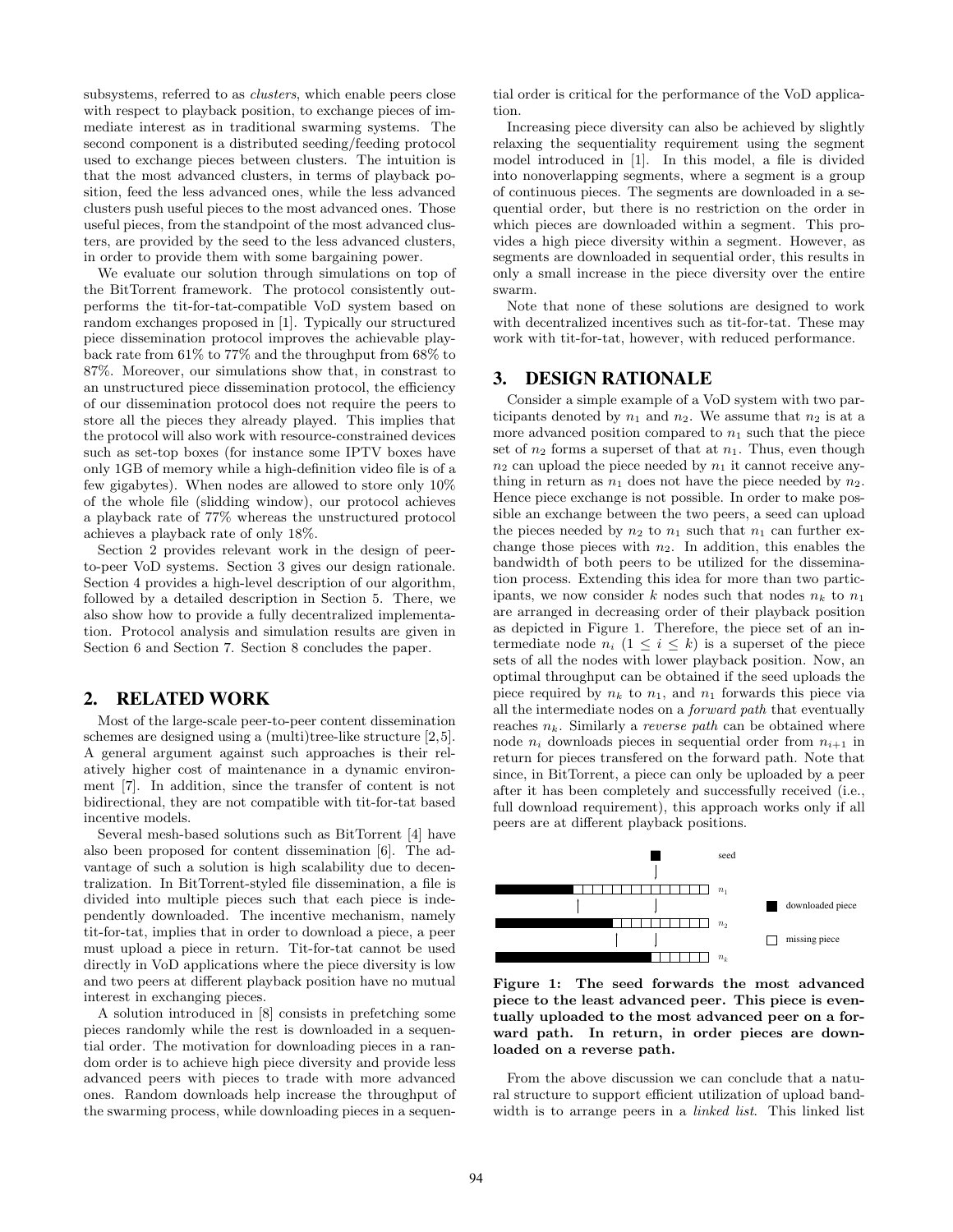subsystems, referred to as *clusters*, which enable peers close with respect to playback position, to exchange pieces of immediate interest as in traditional swarming systems. The second component is a distributed seeding/feeding protocol used to exchange pieces between clusters. The intuition is that the most advanced clusters, in terms of playback position, feed the less advanced ones, while the less advanced clusters push useful pieces to the most advanced ones. Those useful pieces, from the standpoint of the most advanced clusters, are provided by the seed to the less advanced clusters, in order to provide them with some bargaining power.

We evaluate our solution through simulations on top of the BitTorrent framework. The protocol consistently outperforms the tit-for-tat-compatible VoD system based on random exchanges proposed in [1]. Typically our structured piece dissemination protocol improves the achievable playback rate from 61% to 77% and the throughput from 68% to 87%. Moreover, our simulations show that, in contrast to an unstructured piece dissemination protocol, the efficiency of our dissemination protocol does not require the peers to store all the pieces they already played. This implies that the protocol will also work with resource-constrained devices such as set-top boxes (for instance some IPTV boxes have only 1GB of memory while a high-definition video file is of a few gigabytes). When nodes are allowed to store only 10% of the whole file (sliding window), our protocol achieves a playback rate of 77% whereas the unstructured protocol achieves a playback rate of only 18%.

Section 2 provides relevant work in the design of peer-to-peer VoD systems. Section 3 gives our design rationale. Section 4 provides a high-level description of our algorithm, followed by a detailed description in Section 5. There, we also show how to provide a fully decentralized implementation. Protocol analysis and simulation results are given in Section 6 and Section 7. Section 8 concludes the paper.

## 2. RELATED WORK

Most of the large-scale peer-to-peer content dissemination schemes are designed using a (multi)tree-like structure [2,5]. A general argument against such approaches is their relatively higher cost of maintenance in a dynamic environment [7]. In addition, since the transfer of content is not bidirectional, they are not compatible with tit-for-tat based incentive models.

Several mesh-based solutions such as BitTorrent [4] have also been proposed for content dissemination [6]. The advantage of such a solution is high scalability due to decentralization. In BitTorrent-styled file dissemination, a file is divided into multiple pieces such that each piece is independently downloaded. The incentive mechanism, namely tit-for-tat, implies that in order to download a piece, a peer must upload a piece in return. Tit-for-tat cannot be used directly in VoD applications where the piece diversity is low and two peers at different playback position have no mutual interest in exchanging pieces.

A solution introduced in [8] consists in prefetching some pieces randomly while the rest is downloaded in a sequential order. The motivation for downloading pieces in a random order is to achieve high piece diversity and provide less advanced peers with pieces to trade with more advanced ones. Random downloads help increase the throughput of the swarming process, while downloading pieces in a sequential order is critical for the performance of the VoD application.

Increasing piece diversity can also be achieved by slightly relaxing the sequentiality requirement using the segment model introduced in [1]. In this model, a file is divided into nonoverlapping segments, where a segment is a group of continuous pieces. The segments are downloaded in a sequential order, but there is no restriction on the order in which pieces are downloaded within a segment. This provides a high piece diversity within a segment. However, as segments are downloaded in sequential order, this results in only a small increase in the piece diversity over the entire swarm.

Note that none of these solutions are designed to work with decentralized incentives such as tit-for-tat. These may work with tit-for-tat, however, with reduced performance.

## 3. DESIGN RATIONALE

Consider a simple example of a VoD system with two participants denoted by $n_1$ and $n_2$. We assume that $n_2$ is at a more advanced position compared to $n_1$ such that the piece set of $n_2$ forms a superset of that at $n_1$. Thus, even though $n_2$ can upload the piece needed by $n_1$ it cannot receive anything in return as $n_1$ does not have the piece needed by $n_2$. Hence piece exchange is not possible. In order to make possible an exchange between the two peers, a seed can upload the pieces needed by $n_2$ to $n_1$ such that $n_1$ can further exchange those pieces with $n_2$. In addition, this enables the bandwidth of both peers to be utilized for the dissemination process. Extending this idea for more than two participants, we now consider $k$ nodes such that nodes $n_k$ to $n_1$ are arranged in decreasing order of their playback position as depicted in Figure 1. Therefore, the piece set of an intermediate node $n_i$ ($1 \leq i \leq k$) is a superset of the piece sets of all the nodes with lower playback position. Now, an optimal throughput can be obtained if the seed uploads the piece required by $n_k$ to $n_1$, and $n_1$ forwards this piece via all the intermediate nodes on a *forward path* that eventually reaches $n_k$. Similarly a *reverse path* can be obtained where node $n_i$ downloads pieces in sequential order from $n_{i+1}$ in return for pieces transfered on the forward path. Note that since, in BitTorrent, a piece can only be uploaded by a peer after it has been completely and successfully received (i.e., full download requirement), this approach works only if all peers are at different playback positions.

**Figure 1: The seed forwards the most advanced piece to the least advanced peer. This piece is eventually uploaded to the most advanced peer on a forward path. In return, in order pieces are downloaded on a reverse path.**

From the above discussion we can conclude that a natural structure to support efficient utilization of upload bandwidth is to arrange peers in a *linked list*. This linked list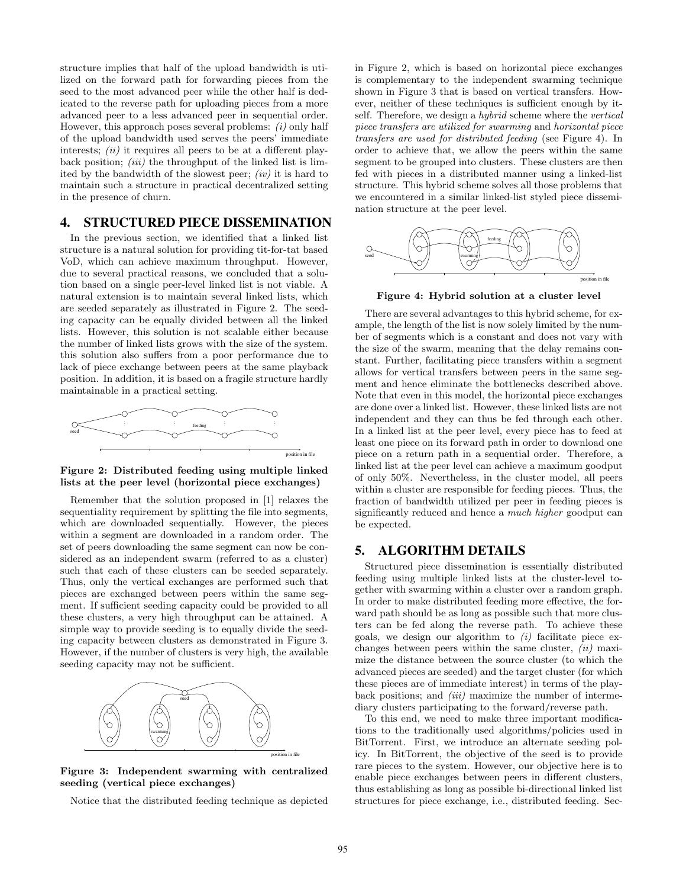structure implies that half of the upload bandwidth is utilized on the forward path for forwarding pieces from the seed to the most advanced peer while the other half is dedicated to the reverse path for uploading pieces from a more advanced peer to a less advanced peer in sequential order. However, this approach poses several problems: *(i)* only half of the upload bandwidth used serves the peers' immediate interests; *(ii)* it requires all peers to be at a different playback position; *(iii)* the throughput of the linked list is limited by the bandwidth of the slowest peer; *(iv)* it is hard to maintain such a structure in practical decentralized setting in the presence of churn.

## 4. STRUCTURED PIECE DISSEMINATION

In the previous section, we identified that a linked list structure is a natural solution for providing tit-for-tat based VoD, which can achieve maximum throughput. However, due to several practical reasons, we concluded that a solution based on a single peer-level linked list is not viable. A natural extension is to maintain several linked lists, which are seeded separately as illustrated in Figure 2. The seeding capacity can be equally divided between all the linked lists. However, this solution is not scalable either because the number of linked lists grows with the size of the system. this solution also suffers from a poor performance due to lack of piece exchange between peers at the same playback position. In addition, it is based on a fragile structure hardly maintainable in a practical setting.

seed
feeding
position in file

**Figure 2: Distributed feeding using multiple linked lists at the peer level (horizontal piece exchanges)**

Remember that the solution proposed in [1] relaxes the sequentiality requirement by splitting the file into segments, which are downloaded sequentially. However, the pieces within a segment are downloaded in a random order. The set of peers downloading the same segment can now be considered as an independent swarm (referred to as a cluster) such that each of these clusters can be seeded separately. Thus, only the vertical exchanges are performed such that pieces are exchanged between peers within the same segment. If sufficient seeding capacity could be provided to all these clusters, a very high throughput can be attained. A simple way to provide seeding is to equally divide the seeding capacity between clusters as demonstrated in Figure 3. However, if the number of clusters is very high, the available seeding capacity may not be sufficient.

seed
swarming
position in file

**Figure 3: Independent swarming with centralized seeding (vertical piece exchanges)**

Notice that the distributed feeding technique as depicted in Figure 2, which is based on horizontal piece exchanges is complementary to the independent swarming technique shown in Figure 3 that is based on vertical transfers. However, neither of these techniques is sufficient enough by itself. Therefore, we design a *hybrid* scheme where the *vertical piece transfers are utilized for swarming* and *horizontal piece transfers are used for distributed feeding* (see Figure 4). In order to achieve that, we allow the peers within the same segment to be grouped into clusters. These clusters are then fed with pieces in a distributed manner using a linked-list structure. This hybrid scheme solves all those problems that we encountered in a similar linked-list styled piece dissemination structure at the peer level.

seed
feeding
swarming
position in file

**Figure 4: Hybrid solution at a cluster level**

There are several advantages to this hybrid scheme, for example, the length of the list is now solely limited by the number of segments which is a constant and does not vary with the size of the swarm, meaning that the delay remains constant. Further, facilitating piece transfers within a segment allows for vertical transfers between peers in the same segment and hence eliminate the bottlenecks described above. Note that even in this model, the horizontal piece exchanges are done over a linked list. However, these linked lists are not independent and they can thus be fed through each other. In a linked list at the peer level, every piece has to feed at least one piece on its forward path in order to download one piece on a return path in a sequential order. Therefore, a linked list at the peer level can achieve a maximum goodput of only 50%. Nevertheless, in the cluster model, all peers within a cluster are responsible for feeding pieces. Thus, the fraction of bandwidth utilized per peer in feeding pieces is significantly reduced and hence a *much higher* goodput can be expected.

## 5. ALGORITHM DETAILS

Structured piece dissemination is essentially distributed feeding using multiple linked lists at the cluster-level together with swarming within a cluster over a random graph. In order to make distributed feeding more effective, the forward path should be as long as possible such that more clusters can be fed along the reverse path. To achieve these goals, we design our algorithm to *(i)* facilitate piece exchanges between peers within the same cluster, *(ii)* maximize the distance between the source cluster (to which the advanced pieces are seeded) and the target cluster (for which these pieces are of immediate interest) in terms of the playback positions; and *(iii)* maximize the number of intermediary clusters participating to the forward/reverse path.

To this end, we need to make three important modifications to the traditionally used algorithms/policies used in BitTorrent. First, we introduce an alternate seeding policy. In BitTorrent, the objective of the seed is to provide rare pieces to the system. However, our objective here is to enable piece exchanges between peers in different clusters, thus establishing as long as possible bi-directional linked list structures for piece exchange, i.e., distributed feeding. Sec-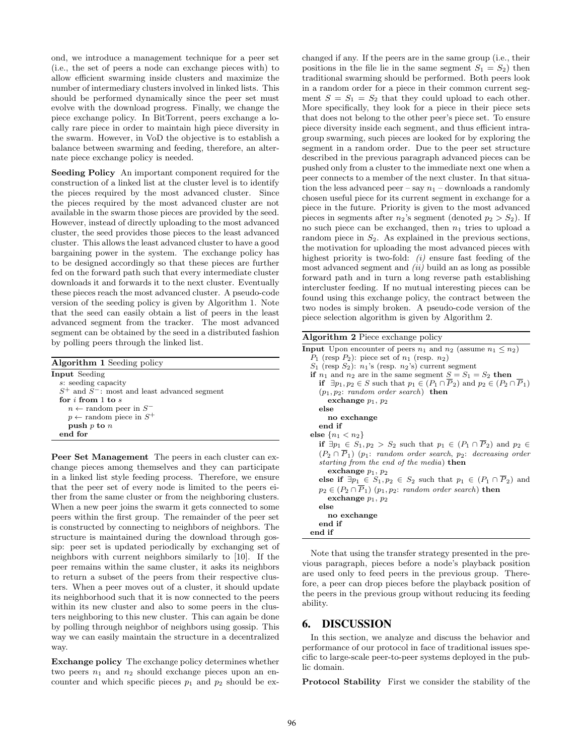ond, we introduce a management technique for a peer set (i.e., the set of peers a node can exchange pieces with) to allow efficient swarming inside clusters and maximize the number of intermediary clusters involved in linked lists. This should be performed dynamically since the peer set must evolve with the download progress. Finally, we change the piece exchange policy. In BitTorrent, peers exchange a locally rare piece in order to maintain high piece diversity in the swarm. However, in VoD the objective is to establish a balance between swarming and feeding, therefore, an alternate piece exchange policy is needed.

**Seeding Policy** An important component required for the construction of a linked list at the cluster level is to identify the pieces required by the most advanced cluster. Since the pieces required by the most advanced cluster are not available in the swarm those pieces are provided by the seed. However, instead of directly uploading to the most advanced cluster, the seed provides those pieces to the least advanced cluster. This allows the least advanced cluster to have a good bargaining power in the system. The exchange policy has to be designed accordingly so that these pieces are further fed on the forward path such that every intermediate cluster downloads it and forwards it to the next cluster. Eventually these pieces reach the most advanced cluster. A pseudo-code version of the seeding policy is given by Algorithm 1. Note that the seed can easily obtain a list of peers in the least advanced segment from the tracker. The most advanced segment can be obtained by the seed in a distributed fashion by polling peers through the linked list.

**Algorithm 1** Seeding policy

```
Input Seeding
  s: seeding capacity
  S+ and S-: most and least advanced segment
  for i from 1 to s
    n ← random peer in S-
    p ← random piece in S+
    push p to n
  end for
```

**Peer Set Management** The peers in each cluster can exchange pieces among themselves and they can participate in a linked list style feeding process. Therefore, we ensure that the peer set of every node is limited to the peers either from the same cluster or from the neighboring clusters. When a new peer joins the swarm it gets connected to some peers within the first group. The remainder of the peer set is constructed by connecting to neighbors of neighbors. The structure is maintained during the download through gossip: peer set is updated periodically by exchanging set of neighbors with current neighbors similarly to [10]. If the peer remains within the same cluster, it asks its neighbors to return a subset of the peers from their respective clusters. When a peer moves out of a cluster, it should update its neighborhood such that it is now connected to the peers within its new cluster and also to some peers in the clusters neighboring to this new cluster. This can again be done by polling through neighbor of neighbors using gossip. This way we can easily maintain the structure in a decentralized way.

**Exchange policy** The exchange policy determines whether two peers $n_1$ and $n_2$ should exchange pieces upon an encounter and which specific pieces $p_1$ and $p_2$ should be exchanged if any. If the peers are in the same group (i.e., their positions in the file lie in the same segment $S_1 = S_2$) then traditional swarming should be performed. Both peers look in a random order for a piece in their common current segment $S = S_1 = S_2$ that they could upload to each other. More specifically, they look for a piece in their piece sets that does not belong to the other peer's piece set. To ensure piece diversity inside each segment, and thus efficient intra-group swarming, such pieces are looked for by exploring the segment in a random order. Due to the peer set structure described in the previous paragraph advanced pieces can be pushed only from a cluster to the immediate next one when a peer connects to a member of the next cluster. In that situation the less advanced peer – say $n_1$ – downloads a randomly chosen useful piece for its current segment in exchange for a piece in the future. Priority is given to the most advanced pieces in segments after $n_2$'s segment (denoted $p_2 > S_2$). If no such piece can be exchanged, then $n_1$ tries to upload a random piece in $S_2$. As explained in the previous sections, the motivation for uploading the most advanced pieces with highest priority is two-fold: *(i)* ensure fast feeding of the most advanced segment and *(ii)* build an as long as possible forward path and in turn a long reverse path establishing intercluster feeding. If no mutual interesting pieces can be found using this exchange policy, the contract between the two nodes is simply broken. A pseudo-code version of the piece selection algorithm is given by Algorithm 2.

**Algorithm 2** Piece exchange policy

**Input** Upon encounter of peers $n_1$ and $n_2$ (assume $n_1 \leq n_2$)
  $P_1$ (resp $P_2$): piece set of $n_1$ (resp. $n_2$)
  $S_1$ (resp $S_2$): $n_1$'s (resp. $n_2$'s) current segment
  **if** $n_1$ and $n_2$ are in the same segment $S = S_1 = S_2$ **then**
    **if** $\exists p_1, p_2 \in S$ such that $p_1 \in (P_1 \cap \overline{P}_2)$ and $p_2 \in (P_2 \cap \overline{P}_1)$ ($p_1, p_2$: *random order search*) **then**
      **exchange** $p_1, p_2$
    **else**
      **no exchange**
    **end if**
  **else** $\{n_1 < n_2\}$
    **if** $\exists p_1 \in S_1, p_2 > S_2$ such that $p_1 \in (P_1 \cap \overline{P}_2)$ and $p_2 \in (P_2 \cap \overline{P}_1)$ ($p_1$: *random order search*, $p_2$: *decreasing order starting from the end of the media*) **then**
      **exchange** $p_1, p_2$
    **else if** $\exists p_1 \in S_1, p_2 \in S_2$ such that $p_1 \in (P_1 \cap \overline{P}_2)$ and $p_2 \in (P_2 \cap \overline{P}_1)$ ($p_1, p_2$: *random order search*) **then**
      **exchange** $p_1, p_2$
    **else**
      **no exchange**
    **end if**
  **end if**

Note that using the transfer strategy presented in the previous paragraph, pieces before a node's playback position are used only to feed peers in the previous group. Therefore, a peer can drop pieces before the playback position of the peers in the previous group without reducing its feeding ability.

## 6. DISCUSSION

In this section, we analyze and discuss the behavior and performance of our protocol in face of traditional issues specific to large-scale peer-to-peer systems deployed in the public domain.

**Protocol Stability** First we consider the stability of the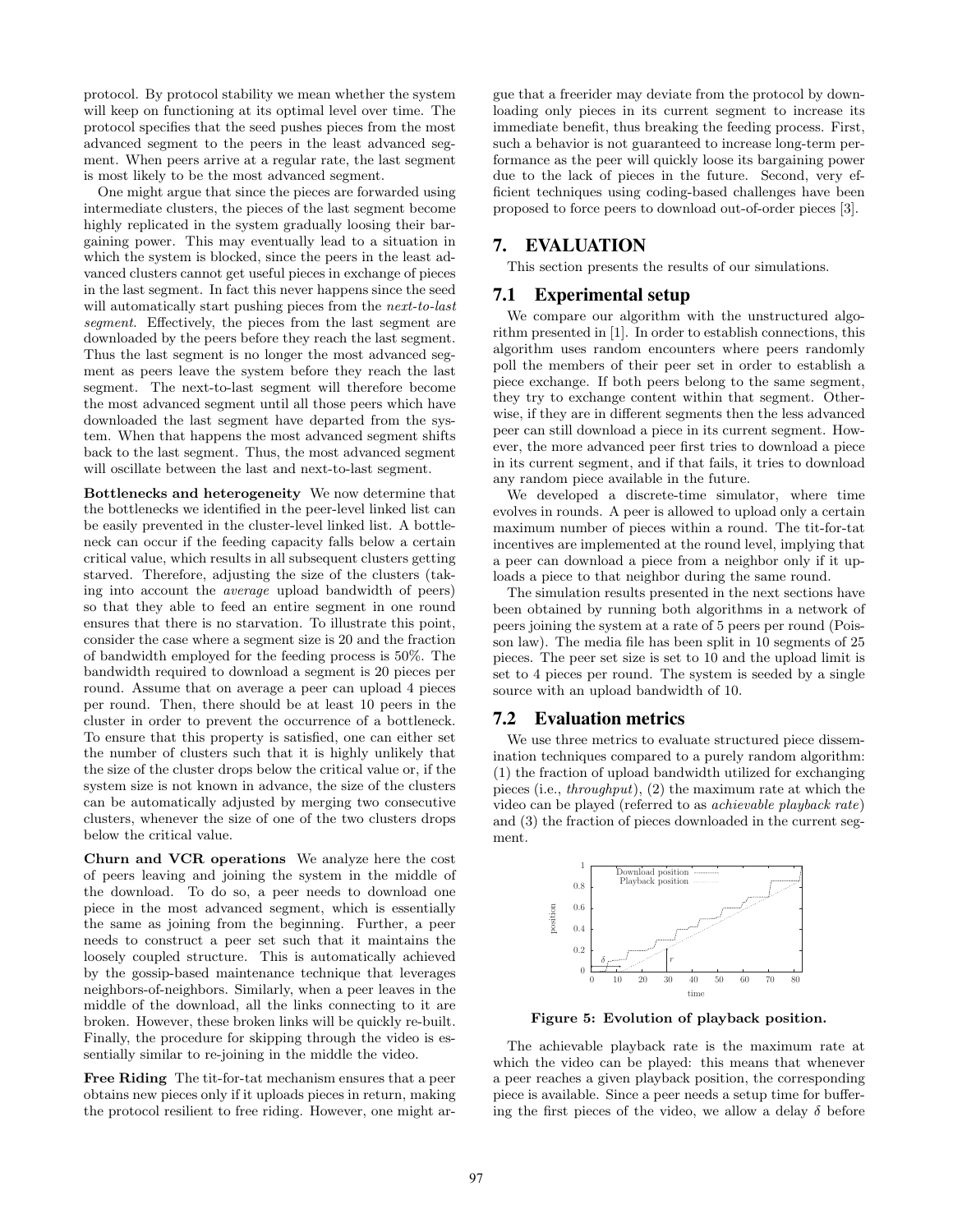protocol. By protocol stability we mean whether the system will keep on functioning at its optimal level over time. The protocol specifies that the seed pushes pieces from the most advanced segment to the peers in the least advanced segment. When peers arrive at a regular rate, the last segment is most likely to be the most advanced segment.

One might argue that since the pieces are forwarded using intermediate clusters, the pieces of the last segment become highly replicated in the system gradually loosing their bargaining power. This may eventually lead to a situation in which the system is blocked, since the peers in the least advanced clusters cannot get useful pieces in exchange of pieces in the last segment. In fact this never happens since the seed will automatically start pushing pieces from the *next-to-last segment*. Effectively, the pieces from the last segment are downloaded by the peers before they reach the last segment. Thus the last segment is no longer the most advanced segment as peers leave the system before they reach the last segment. The next-to-last segment will therefore become the most advanced segment until all those peers which have downloaded the last segment have departed from the system. When that happens the most advanced segment shifts back to the last segment. Thus, the most advanced segment will oscillate between the last and next-to-last segment.

**Bottlenecks and heterogeneity** We now determine that the bottlenecks we identified in the peer-level linked list can be easily prevented in the cluster-level linked list. A bottleneck can occur if the feeding capacity falls below a certain critical value, which results in all subsequent clusters getting starved. Therefore, adjusting the size of the clusters (taking into account the *average* upload bandwidth of peers) so that they able to feed an entire segment in one round ensures that there is no starvation. To illustrate this point, consider the case where a segment size is 20 and the fraction of bandwidth employed for the feeding process is 50%. The bandwidth required to download a segment is 20 pieces per round. Assume that on average a peer can upload 4 pieces per round. Then, there should be at least 10 peers in the cluster in order to prevent the occurrence of a bottleneck. To ensure that this property is satisfied, one can either set the number of clusters such that it is highly unlikely that the size of the cluster drops below the critical value or, if the system size is not known in advance, the size of the clusters can be automatically adjusted by merging two consecutive clusters, whenever the size of one of the two clusters drops below the critical value.

**Churn and VCR operations** We analyze here the cost of peers leaving and joining the system in the middle of the download. To do so, a peer needs to download one piece in the most advanced segment, which is essentially the same as joining from the beginning. Further, a peer needs to construct a peer set such that it maintains the loosely coupled structure. This is automatically achieved by the gossip-based maintenance technique that leverages neighbors-of-neighbors. Similarly, when a peer leaves in the middle of the download, all the links connecting to it are broken. However, these broken links will be quickly re-built. Finally, the procedure for skipping through the video is essentially similar to re-joining in the middle the video.

**Free Riding** The tit-for-tat mechanism ensures that a peer obtains new pieces only if it uploads pieces in return, making the protocol resilient to free riding. However, one might argue that a freerider may deviate from the protocol by downloading only pieces in its current segment to increase its immediate benefit, thus breaking the feeding process. First, such a behavior is not guaranteed to increase long-term performance as the peer will quickly loose its bargaining power due to the lack of pieces in the future. Second, very efficient techniques using coding-based challenges have been proposed to force peers to download out-of-order pieces [3].

## 7. EVALUATION

This section presents the results of our simulations.

### 7.1 Experimental setup

We compare our algorithm with the unstructured algorithm presented in [1]. In order to establish connections, this algorithm uses random encounters where peers randomly poll the members of their peer set in order to establish a piece exchange. If both peers belong to the same segment, they try to exchange content within that segment. Otherwise, if they are in different segments then the less advanced peer can still download a piece in its current segment. However, the more advanced peer first tries to download a piece in its current segment, and if that fails, it tries to download any random piece available in the future.

We developed a discrete-time simulator, where time evolves in rounds. A peer is allowed to upload only a certain maximum number of pieces within a round. The tit-for-tat incentives are implemented at the round level, implying that a peer can download a piece from a neighbor only if it uploads a piece to that neighbor during the same round.

The simulation results presented in the next sections have been obtained by running both algorithms in a network of peers joining the system at a rate of 5 peers per round (Poisson law). The media file has been split in 10 segments of 25 pieces. The peer set size is set to 10 and the upload limit is set to 4 pieces per round. The system is seeded by a single source with an upload bandwidth of 10.

### 7.2 Evaluation metrics

We use three metrics to evaluate structured piece dissemination techniques compared to a purely random algorithm: (1) the fraction of upload bandwidth utilized for exchanging pieces (i.e., *throughput*), (2) the maximum rate at which the video can be played (referred to as *achievable playback rate*) and (3) the fraction of pieces downloaded in the current segment.

**Figure 5: Evolution of playback position.**

The achievable playback rate is the maximum rate at which the video can be played: this means that whenever a peer reaches a given playback position, the corresponding piece is available. Since a peer needs a setup time for buffering the first pieces of the video, we allow a delay $\delta$ before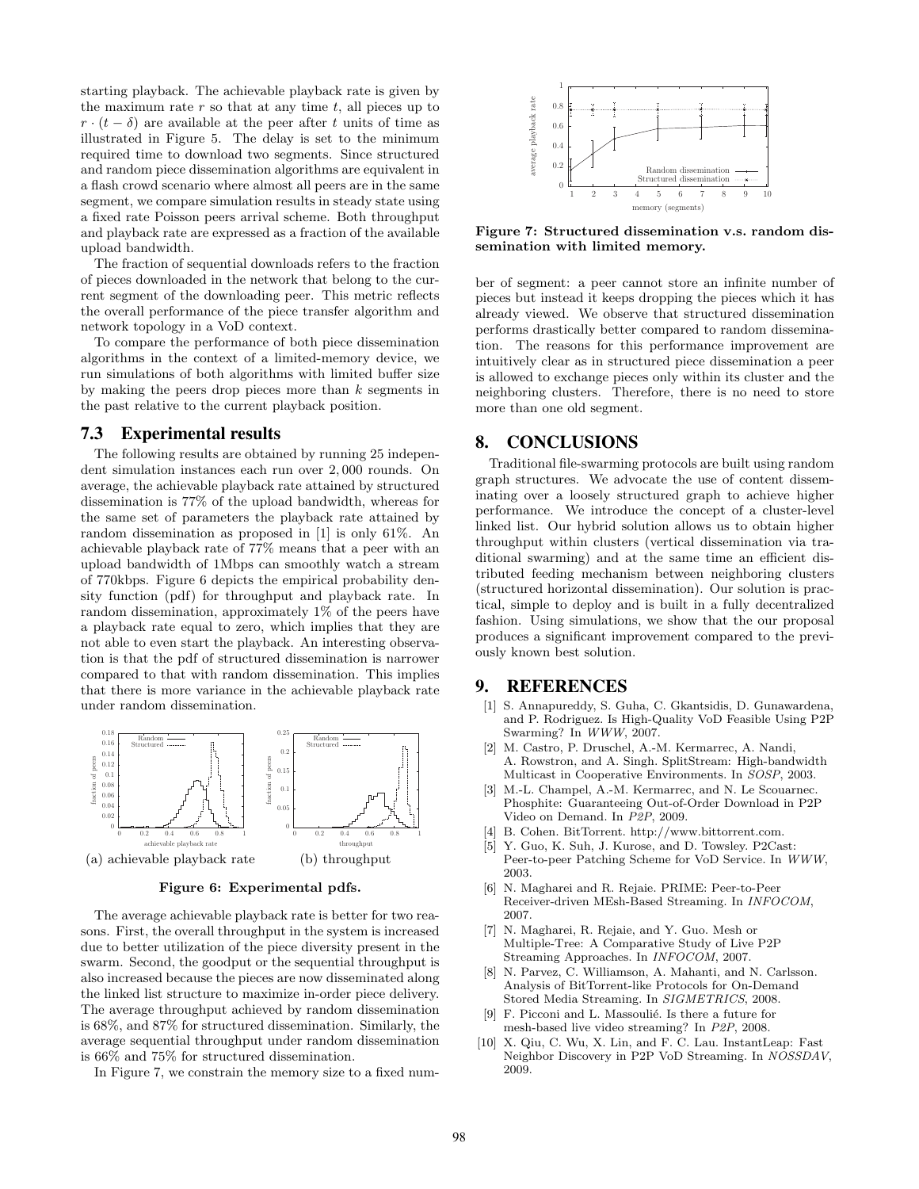starting playback. The achievable playback rate is given by the maximum rate $r$ so that at any time $t$, all pieces up to $r \cdot (t - \delta)$ are available at the peer after $t$ units of time as illustrated in Figure 5. The delay is set to the minimum required time to download two segments. Since structured and random piece dissemination algorithms are equivalent in a flash crowd scenario where almost all peers are in the same segment, we compare simulation results in steady state using a fixed rate Poisson peers arrival scheme. Both throughput and playback rate are expressed as a fraction of the available upload bandwidth.

The fraction of sequential downloads refers to the fraction of pieces downloaded in the network that belong to the current segment of the downloading peer. This metric reflects the overall performance of the piece transfer algorithm and network topology in a VoD context.

To compare the performance of both piece dissemination algorithms in the context of a limited-memory device, we run simulations of both algorithms with limited buffer size by making the peers drop pieces more than $k$ segments in the past relative to the current playback position.

## 7.3 Experimental results

The following results are obtained by running 25 independent simulation instances each run over 2,000 rounds. On average, the achievable playback rate attained by structured dissemination is 77% of the upload bandwidth, whereas for the same set of parameters the playback rate attained by random dissemination as proposed in [1] is only 61%. An achievable playback rate of 77% means that a peer with an upload bandwidth of 1Mbps can smoothly watch a stream of 770kbps. Figure 6 depicts the empirical probability density function (pdf) for throughput and playback rate. In random dissemination, approximately 1% of the peers have a playback rate equal to zero, which implies that they are not able to even start the playback. An interesting observation is that the pdf of structured dissemination is narrower compared to that with random dissemination. This implies that there is more variance in the achievable playback rate under random dissemination.

fraction of peers
Random
Structured
achievable playback rate

(a) achievable playback rate

fraction of peers
Random
Structured
throughput

(b) throughput

**Figure 6: Experimental pdfs.**

The average achievable playback rate is better for two reasons. First, the overall throughput in the system is increased due to better utilization of the piece diversity present in the swarm. Second, the goodput or the sequential throughput is also increased because the pieces are now disseminated along the linked list structure to maximize in-order piece delivery. The average throughput achieved by random dissemination is 68%, and 87% for structured dissemination. Similarly, the average sequential throughput under random dissemination is 66% and 75% for structured dissemination.

In Figure 7, we constrain the memory size to a fixed number of segment: a peer cannot store an infinite number of pieces but instead it keeps dropping the pieces which it has already viewed. We observe that structured dissemination performs drastically better compared to random dissemination. The reasons for this performance improvement are intuitively clear as in structured piece dissemination a peer is allowed to exchange pieces only within its cluster and the neighboring clusters. Therefore, there is no need to store more than one old segment.

average playback rate
Random dissemination
Structured dissemination
memory (segments)

**Figure 7: Structured dissemination v.s. random dissemination with limited memory.**

# 8. CONCLUSIONS

Traditional file-swarming protocols are built using random graph structures. We advocate the use of content disseminating over a loosely structured graph to achieve higher performance. We introduce the concept of a cluster-level linked list. Our hybrid solution allows us to obtain higher throughput within clusters (vertical dissemination via traditional swarming) and at the same time an efficient distributed feeding mechanism between neighboring clusters (structured horizontal dissemination). Our solution is practical, simple to deploy and is built in a fully decentralized fashion. Using simulations, we show that the our proposal produces a significant improvement compared to the previously known best solution.

# 9. REFERENCES

[1] S. Annapureddy, S. Guha, C. Gkantsidis, D. Gunawardena, and P. Rodriguez. Is High-Quality VoD Feasible Using P2P Swarming? In *WWW*, 2007.

[2] M. Castro, P. Druschel, A.-M. Kermarrec, A. Nandi, A. Rowstron, and A. Singh. SplitStream: High-bandwidth Multicast in Cooperative Environments. In *SOSP*, 2003.

[3] M.-L. Champel, A.-M. Kermarrec, and N. Le Scouarnec. Phosphite: Guaranteeing Out-of-Order Download in P2P Video on Demand. In *P2P*, 2009.

[4] B. Cohen. BitTorrent. http://www.bittorrent.com.

[5] Y. Guo, K. Suh, J. Kurose, and D. Towsley. P2Cast: Peer-to-peer Patching Scheme for VoD Service. In *WWW*, 2003.

[6] N. Magharei and R. Rejaie. PRIME: Peer-to-Peer Receiver-driven MEsh-Based Streaming. In *INFOCOM*, 2007.

[7] N. Magharei, R. Rejaie, and Y. Guo. Mesh or Multiple-Tree: A Comparative Study of Live P2P Streaming Approaches. In *INFOCOM*, 2007.

[8] N. Parvez, C. Williamson, A. Mahanti, and N. Carlsson. Analysis of BitTorrent-like Protocols for On-Demand Stored Media Streaming. In *SIGMETRICS*, 2008.

[9] F. Picconi and L. Massoulié. Is there a future for mesh-based live video streaming? In *P2P*, 2008.

[10] X. Qiu, C. Wu, X. Lin, and F. C. Lau. InstantLeap: Fast Neighbor Discovery in P2P VoD Streaming. In *NOSSDAV*, 2009.